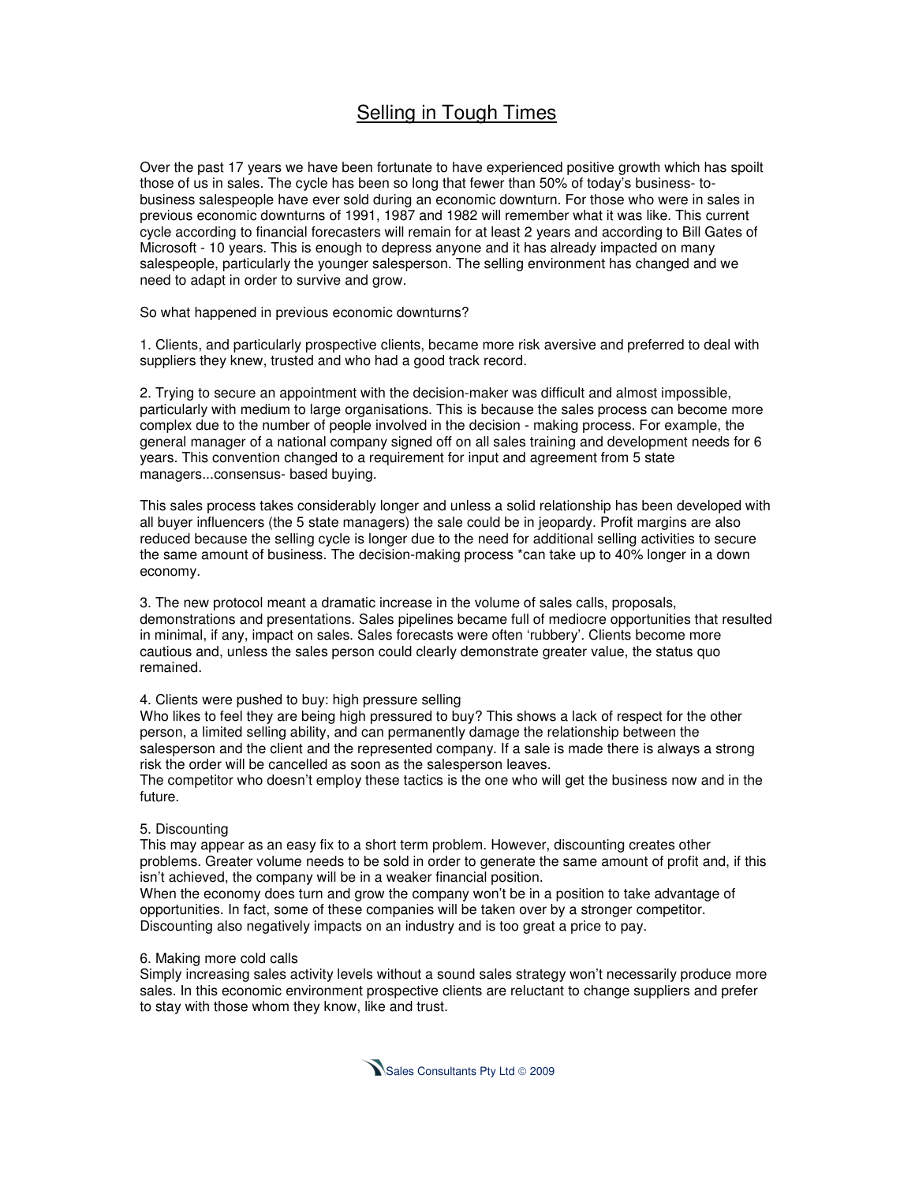# Selling in Tough Times

Over the past 17 years we have been fortunate to have experienced positive growth which has spoilt those of us in sales. The cycle has been so long that fewer than 50% of today's business- to-business salespeople have ever sold during an economic downturn. For those who were in sales in previous economic downturns of 1991, 1987 and 1982 will remember what it was like. This current cycle according to financial forecasters will remain for at least 2 years and according to Bill Gates of Microsoft - 10 years. This is enough to depress anyone and it has already impacted on many salespeople, particularly the younger salesperson. The selling environment has changed and we need to adapt in order to survive and grow.

So what happened in previous economic downturns?

1. Clients, and particularly prospective clients, became more risk aversive and preferred to deal with suppliers they knew, trusted and who had a good track record.

2. Trying to secure an appointment with the decision-maker was difficult and almost impossible, particularly with medium to large organisations. This is because the sales process can become more complex due to the number of people involved in the decision - making process. For example, the general manager of a national company signed off on all sales training and development needs for 6 years. This convention changed to a requirement for input and agreement from 5 state managers...consensus- based buying.

This sales process takes considerably longer and unless a solid relationship has been developed with all buyer influencers (the 5 state managers) the sale could be in jeopardy. Profit margins are also reduced because the selling cycle is longer due to the need for additional selling activities to secure the same amount of business. The decision-making process *can take up to 40% longer in a down economy.

3. The new protocol meant a dramatic increase in the volume of sales calls, proposals, demonstrations and presentations. Sales pipelines became full of mediocre opportunities that resulted in minimal, if any, impact on sales. Sales forecasts were often 'rubbery'. Clients become more cautious and, unless the sales person could clearly demonstrate greater value, the status quo remained.

4. Clients were pushed to buy: high pressure selling

Who likes to feel they are being high pressured to buy? This shows a lack of respect for the other person, a limited selling ability, and can permanently damage the relationship between the salesperson and the client and the represented company. If a sale is made there is always a strong risk the order will be cancelled as soon as the salesperson leaves.

The competitor who doesn't employ these tactics is the one who will get the business now and in the future.

5. Discounting

This may appear as an easy fix to a short term problem. However, discounting creates other problems. Greater volume needs to be sold in order to generate the same amount of profit and, if this isn't achieved, the company will be in a weaker financial position.

When the economy does turn and grow the company won't be in a position to take advantage of opportunities. In fact, some of these companies will be taken over by a stronger competitor. Discounting also negatively impacts on an industry and is too great a price to pay.

6. Making more cold calls

Simply increasing sales activity levels without a sound sales strategy won't necessarily produce more sales. In this economic environment prospective clients are reluctant to change suppliers and prefer to stay with those whom they know, like and trust.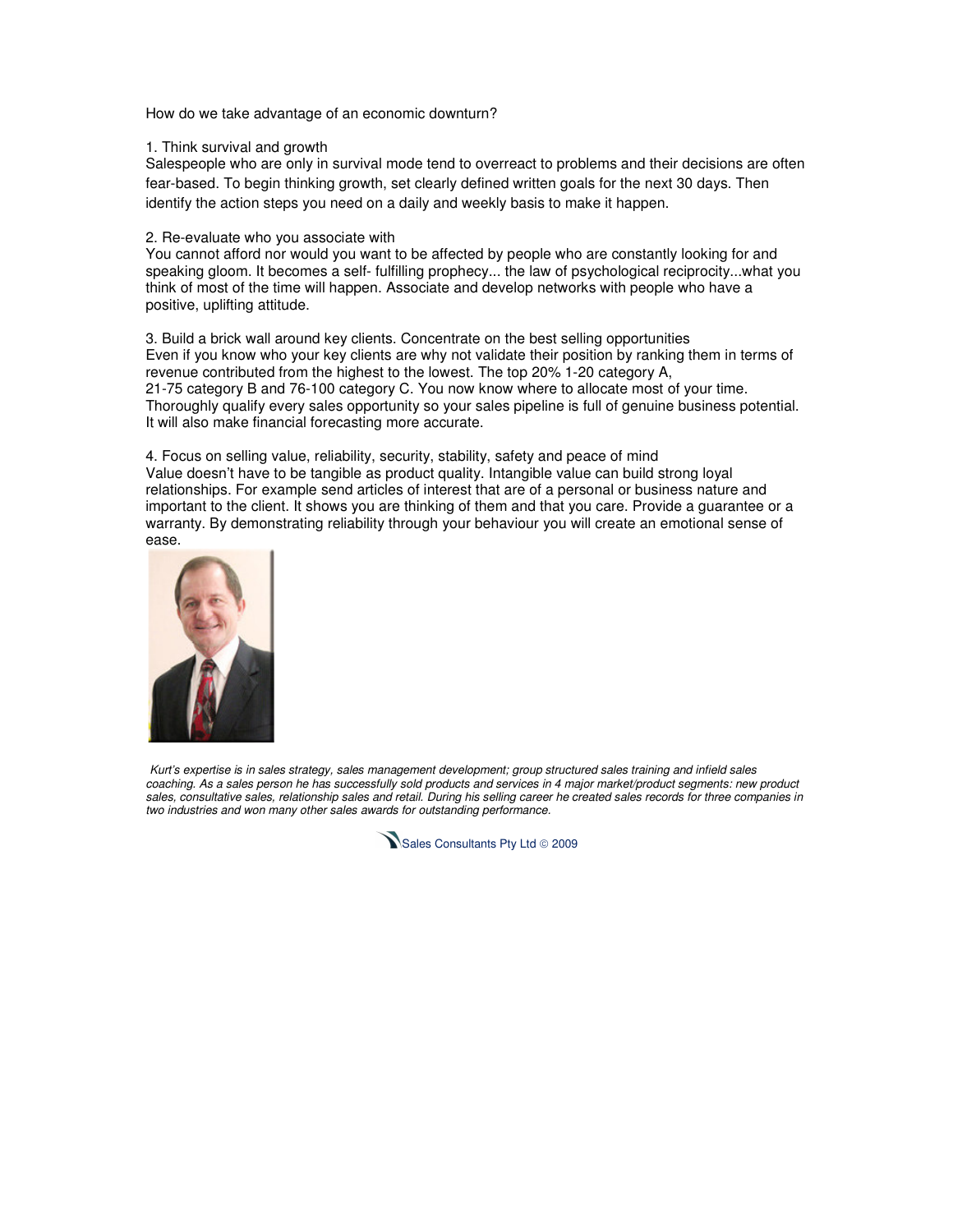How do we take advantage of an economic downturn?

1. Think survival and growth

Salespeople who are only in survival mode tend to overreact to problems and their decisions are often fear-based. To begin thinking growth, set clearly defined written goals for the next 30 days. Then identify the action steps you need on a daily and weekly basis to make it happen.

2. Re-evaluate who you associate with

You cannot afford nor would you want to be affected by people who are constantly looking for and speaking gloom. It becomes a self- fulfilling prophecy... the law of psychological reciprocity...what you think of most of the time will happen. Associate and develop networks with people who have a positive, uplifting attitude.

3. Build a brick wall around key clients. Concentrate on the best selling opportunities

Even if you know who your key clients are why not validate their position by ranking them in terms of revenue contributed from the highest to the lowest. The top 20% 1-20 category A, 21-75 category B and 76-100 category C. You now know where to allocate most of your time. Thoroughly qualify every sales opportunity so your sales pipeline is full of genuine business potential. It will also make financial forecasting more accurate.

4. Focus on selling value, reliability, security, stability, safety and peace of mind

Value doesn't have to be tangible as product quality. Intangible value can build strong loyal relationships. For example send articles of interest that are of a personal or business nature and important to the client. It shows you are thinking of them and that you care. Provide a guarantee or a warranty. By demonstrating reliability through your behaviour you will create an emotional sense of ease.

*Kurt's expertise is in sales strategy, sales management development; group structured sales training and infield sales coaching. As a sales person he has successfully sold products and services in 4 major market/product segments: new product sales, consultative sales, relationship sales and retail. During his selling career he created sales records for three companies in two industries and won many other sales awards for outstanding performance.*

Sales Consultants Pty Ltd © 2009